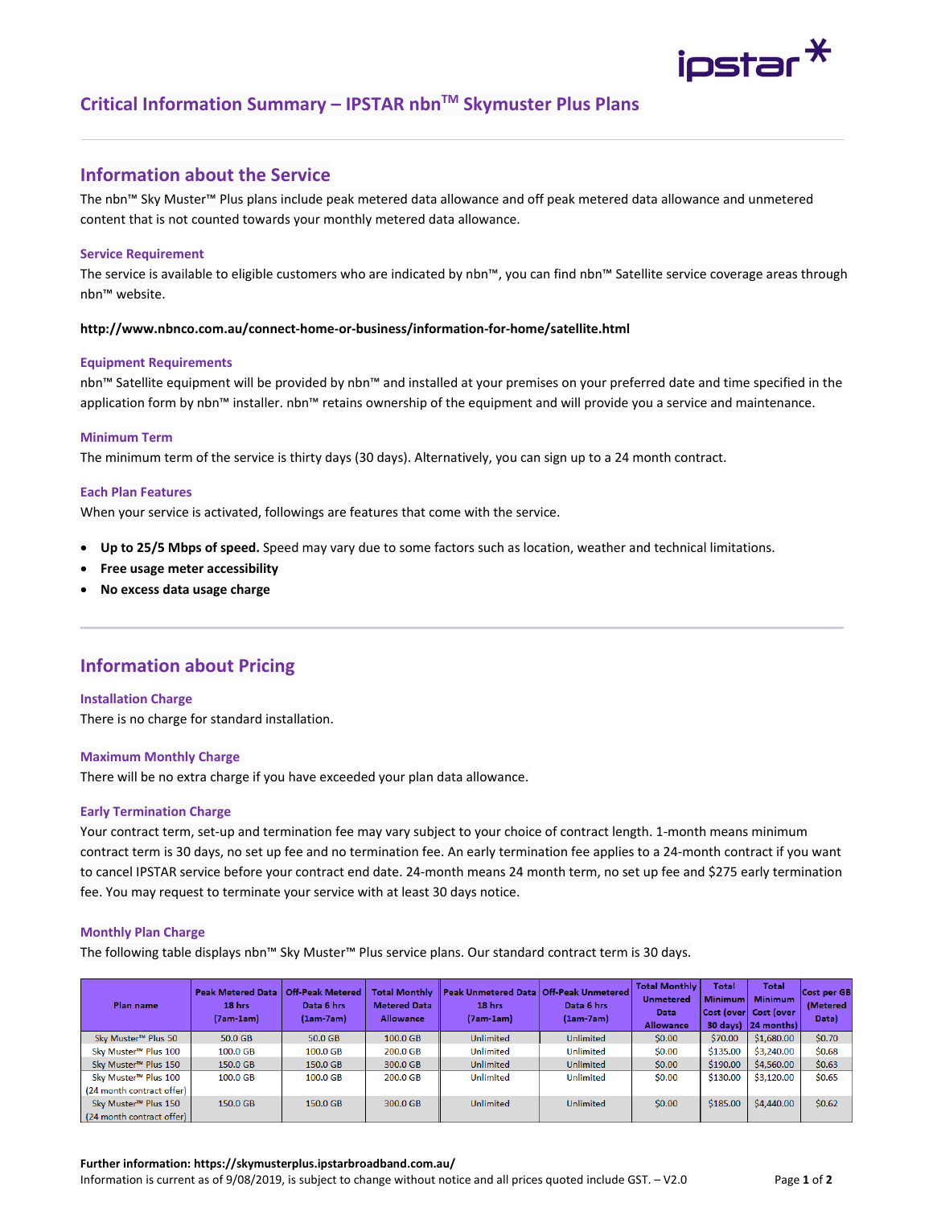# Critical Information Summary – IPSTAR nbn™ Skymuster Plus Plans

## Information about the Service

The nbn™ Sky Muster™ Plus plans include peak metered data allowance and off peak metered data allowance and unmetered content that is not counted towards your monthly metered data allowance.

### Service Requirement

The service is available to eligible customers who are indicated by nbn™, you can find nbn™ Satellite service coverage areas through nbn™ website.

**http://www.nbnco.com.au/connect-home-or-business/information-for-home/satellite.html**

### Equipment Requirements

nbn™ Satellite equipment will be provided by nbn™ and installed at your premises on your preferred date and time specified in the application form by nbn™ installer. nbn™ retains ownership of the equipment and will provide you a service and maintenance.

### Minimum Term

The minimum term of the service is thirty days (30 days). Alternatively, you can sign up to a 24 month contract.

### Each Plan Features

When your service is activated, followings are features that come with the service.

- **Up to 25/5 Mbps of speed.** Speed may vary due to some factors such as location, weather and technical limitations.
- **Free usage meter accessibility**
- **No excess data usage charge**

## Information about Pricing

### Installation Charge

There is no charge for standard installation.

### Maximum Monthly Charge

There will be no extra charge if you have exceeded your plan data allowance.

### Early Termination Charge

Your contract term, set-up and termination fee may vary subject to your choice of contract length. 1-month means minimum contract term is 30 days, no set up fee and no termination fee. An early termination fee applies to a 24-month contract if you want to cancel IPSTAR service before your contract end date. 24-month means 24 month term, no set up fee and $275 early termination fee. You may request to terminate your service with at least 30 days notice.

### Monthly Plan Charge

The following table displays nbn™ Sky Muster™ Plus service plans. Our standard contract term is 30 days.

| Plan name | Peak Metered Data 18 hrs (7am-1am) | Off-Peak Metered Data 6 hrs (1am-7am) | Total Monthly Metered Data Allowance | Peak Unmetered Data 18 hrs (7am-1am) | Off-Peak Unmetered Data 6 hrs (1am-7am) | Total Monthly Unmetered Data Allowance | Total Minimum Cost (over 30 days) | Total Minimum Cost (over 24 months) | Cost per GB (Metered Data) |
|---|---|---|---|---|---|---|---|---|---|
| Sky Muster™ Plus 50 | 50.0 GB | 50.0 GB | 100.0 GB | Unlimited | Unlimited | $0.00 | $70.00 | $1,680.00 | $0.70 |
| Sky Muster™ Plus 100 | 100.0 GB | 100.0 GB | 200.0 GB | Unlimited | Unlimited | $0.00 | $135.00 | $3,240.00 | $0.68 |
| Sky Muster™ Plus 150 | 150.0 GB | 150.0 GB | 300.0 GB | Unlimited | Unlimited | $0.00 | $190.00 | $4,560.00 | $0.63 |
| Sky Muster™ Plus 100 (24 month contract offer) | 100.0 GB | 100.0 GB | 200.0 GB | Unlimited | Unlimited | $0.00 | $130.00 | $3,120.00 | $0.65 |
| Sky Muster™ Plus 150 (24 month contract offer) | 150.0 GB | 150.0 GB | 300.0 GB | Unlimited | Unlimited | $0.00 | $185.00 | $4,440.00 | $0.62 |

**Further information: https://skymusterplus.ipstarbroadband.com.au/**

Information is current as of 9/08/2019, is subject to change without notice and all prices quoted include GST. – V2.0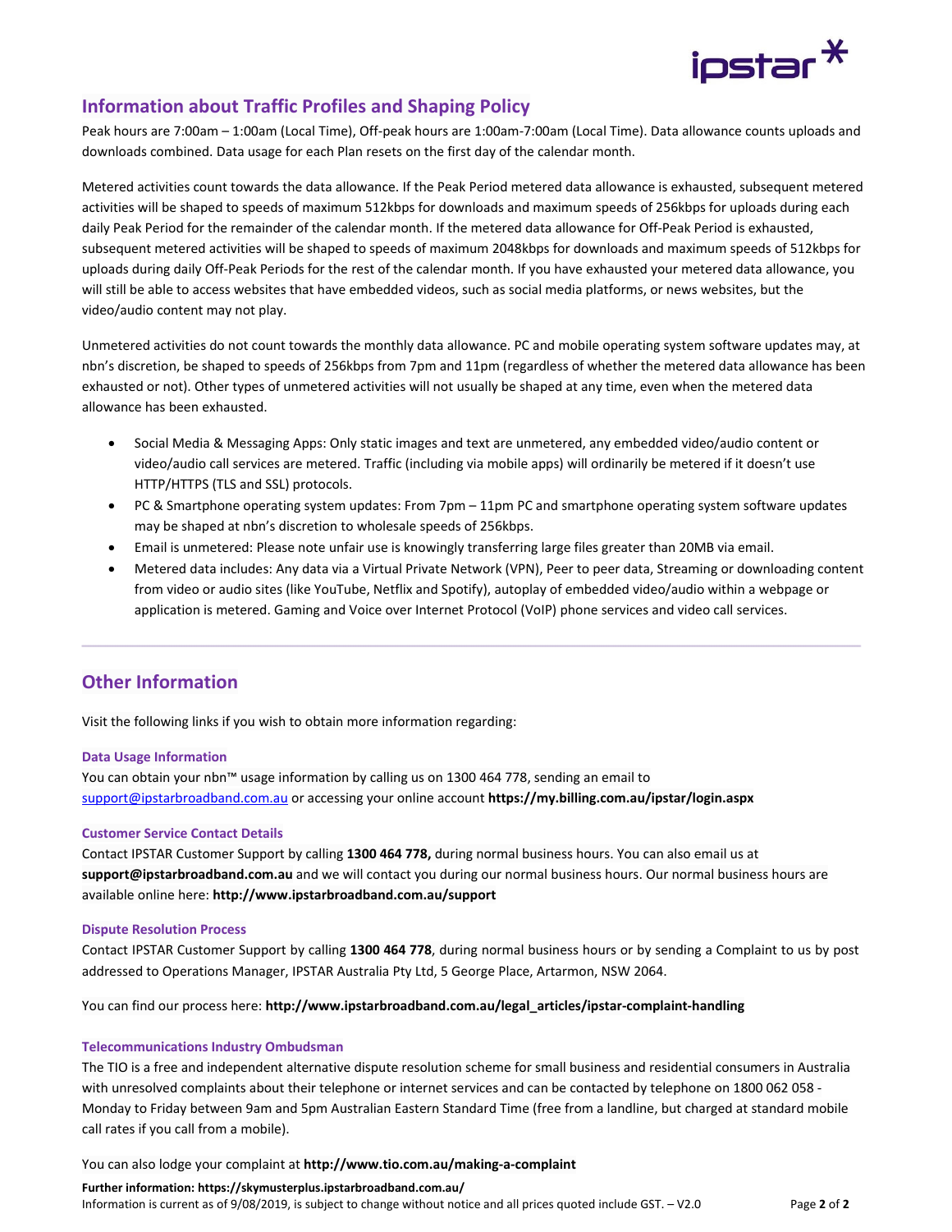## Information about Traffic Profiles and Shaping Policy

Peak hours are 7:00am – 1:00am (Local Time), Off-peak hours are 1:00am-7:00am (Local Time). Data allowance counts uploads and downloads combined. Data usage for each Plan resets on the first day of the calendar month.

Metered activities count towards the data allowance. If the Peak Period metered data allowance is exhausted, subsequent metered activities will be shaped to speeds of maximum 512kbps for downloads and maximum speeds of 256kbps for uploads during each daily Peak Period for the remainder of the calendar month. If the metered data allowance for Off-Peak Period is exhausted, subsequent metered activities will be shaped to speeds of maximum 2048kbps for downloads and maximum speeds of 512kbps for uploads during daily Off-Peak Periods for the rest of the calendar month. If you have exhausted your metered data allowance, you will still be able to access websites that have embedded videos, such as social media platforms, or news websites, but the video/audio content may not play.

Unmetered activities do not count towards the monthly data allowance. PC and mobile operating system software updates may, at nbn's discretion, be shaped to speeds of 256kbps from 7pm and 11pm (regardless of whether the metered data allowance has been exhausted or not). Other types of unmetered activities will not usually be shaped at any time, even when the metered data allowance has been exhausted.

- Social Media & Messaging Apps: Only static images and text are unmetered, any embedded video/audio content or video/audio call services are metered. Traffic (including via mobile apps) will ordinarily be metered if it doesn't use HTTP/HTTPS (TLS and SSL) protocols.
- PC & Smartphone operating system updates: From 7pm – 11pm PC and smartphone operating system software updates may be shaped at nbn's discretion to wholesale speeds of 256kbps.
- Email is unmetered: Please note unfair use is knowingly transferring large files greater than 20MB via email.
- Metered data includes: Any data via a Virtual Private Network (VPN), Peer to peer data, Streaming or downloading content from video or audio sites (like YouTube, Netflix and Spotify), autoplay of embedded video/audio within a webpage or application is metered. Gaming and Voice over Internet Protocol (VoIP) phone services and video call services.

---

## Other Information

Visit the following links if you wish to obtain more information regarding:

### Data Usage Information

You can obtain your nbn™ usage information by calling us on 1300 464 778, sending an email to support@ipstarbroadband.com.au or accessing your online account **https://my.billing.com.au/ipstar/login.aspx**

### Customer Service Contact Details

Contact IPSTAR Customer Support by calling **1300 464 778,** during normal business hours. You can also email us at **support@ipstarbroadband.com.au** and we will contact you during our normal business hours. Our normal business hours are available online here: **http://www.ipstarbroadband.com.au/support**

### Dispute Resolution Process

Contact IPSTAR Customer Support by calling **1300 464 778**, during normal business hours or by sending a Complaint to us by post addressed to Operations Manager, IPSTAR Australia Pty Ltd, 5 George Place, Artarmon, NSW 2064.

You can find our process here: **http://www.ipstarbroadband.com.au/legal_articles/ipstar-complaint-handling**

### Telecommunications Industry Ombudsman

The TIO is a free and independent alternative dispute resolution scheme for small business and residential consumers in Australia with unresolved complaints about their telephone or internet services and can be contacted by telephone on 1800 062 058 - Monday to Friday between 9am and 5pm Australian Eastern Standard Time (free from a landline, but charged at standard mobile call rates if you call from a mobile).

You can also lodge your complaint at **http://www.tio.com.au/making-a-complaint**

**Further information: https://skymusterplus.ipstarbroadband.com.au/**

Information is current as of 9/08/2019, is subject to change without notice and all prices quoted include GST. – V2.0